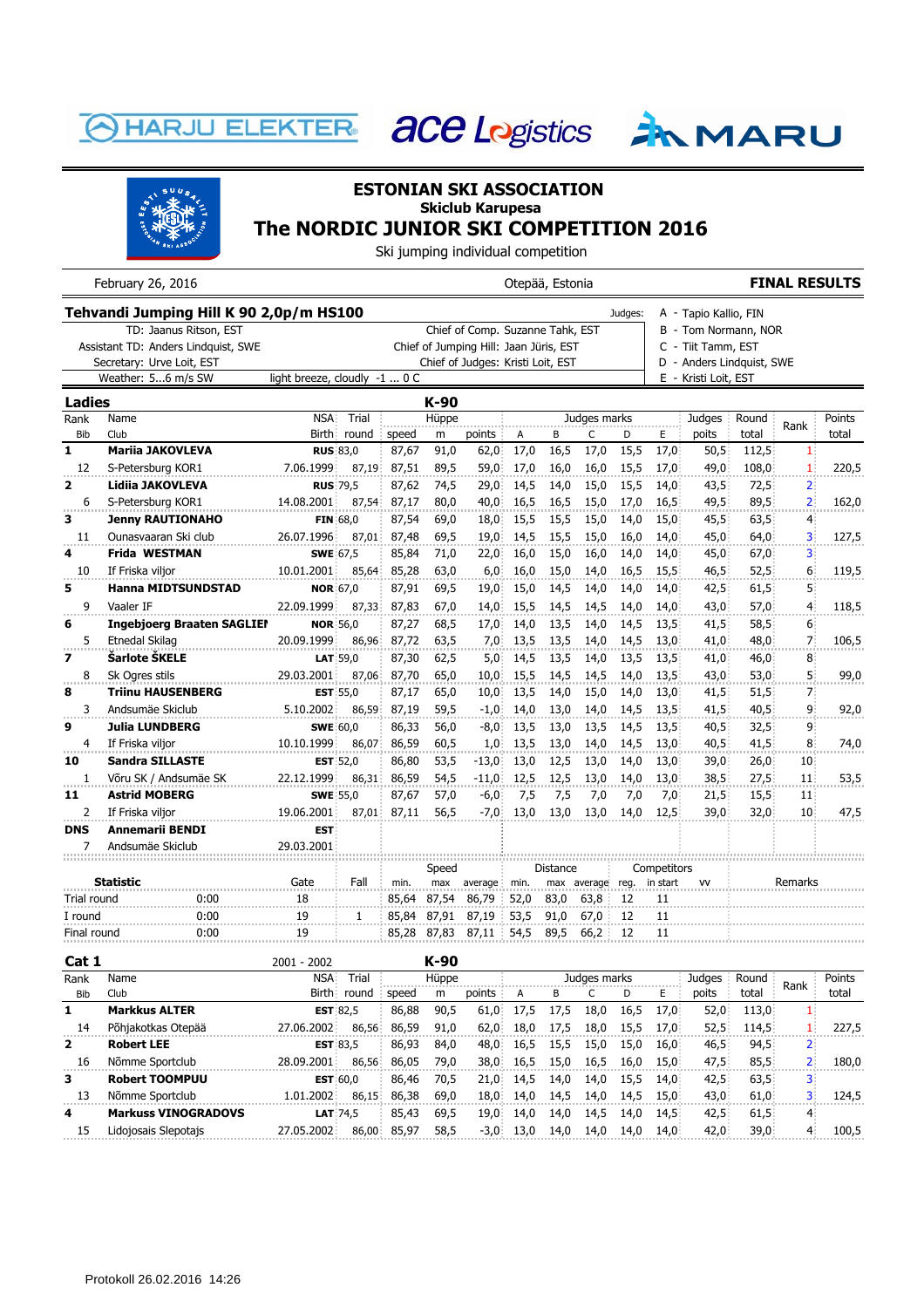HARJU ELEKTER  ace Logistics  MARU

# ESTONIAN SKI ASSOCIATION

**Skiclub Karupesa**

## The NORDIC JUNIOR SKI COMPETITION 2016

Ski jumping individual competition

February 26, 2016 — Otepää, Estonia — **FINAL RESULTS**

**Tehvandi Jumping Hill K 90 2,0p/m HS100**

| | | | Judges: |
|---|---|---|---|
| TD: Jaanus Ritson, EST | Chief of Comp. Suzanne Tahk, EST | | A - Tapio Kallio, FIN |
| Assistant TD: Anders Lindquist, SWE | Chief of Jumping Hill: Jaan Jüris, EST | | B - Tom Normann, NOR |
| Secretary: Urve Loit, EST | Chief of Judges: Kristi Loit, EST | | C - Tiit Tamm, EST |
| Weather: 5...6 m/s SW | light breeze, cloudly -1 ... 0 C | | D - Anders Lindquist, SWE |
| | | | E - Kristi Loit, EST |

### Ladies — K-90

| Rank / Bib | Name / Club | NSA / Birth | Trial round | speed | Hüppe m | points | A | B | C | D | E | Judges poits | Round total | Rank | Points total |
|---|---|---|---|---|---|---|---|---|---|---|---|---|---|---|---|
| **1** | **Mariia JAKOVLEVA** | **RUS** | 83,0 | 87,67 | 91,0 | 62,0 | 17,0 | 16,5 | 17,0 | 15,5 | 17,0 | 50,5 | 112,5 | 1 | |
| 12 | S-Petersburg KOR1 | 7.06.1999 | 87,19 | 87,51 | 89,5 | 59,0 | 17,0 | 16,0 | 16,0 | 15,5 | 17,0 | 49,0 | 108,0 | 1 | 220,5 |
| **2** | **Lidiia JAKOVLEVA** | **RUS** | 79,5 | 87,62 | 74,5 | 29,0 | 14,5 | 14,0 | 15,0 | 15,5 | 14,0 | 43,5 | 72,5 | 2 | |
| 6 | S-Petersburg KOR1 | 14.08.2001 | 87,54 | 87,17 | 80,0 | 40,0 | 16,5 | 16,5 | 15,0 | 17,0 | 16,5 | 49,5 | 89,5 | 2 | 162,0 |
| **3** | **Jenny RAUTIONAHO** | **FIN** | 68,0 | 87,54 | 69,0 | 18,0 | 15,5 | 15,5 | 15,0 | 14,0 | 15,0 | 45,5 | 63,5 | 4 | |
| 11 | Ounasvaaran Ski club | 26.07.1996 | 87,01 | 87,48 | 69,5 | 19,0 | 14,5 | 15,5 | 15,0 | 16,0 | 14,0 | 45,0 | 64,0 | 3 | 127,5 |
| **4** | **Frida WESTMAN** | **SWE** | 67,5 | 85,84 | 71,0 | 22,0 | 16,0 | 15,0 | 16,0 | 14,0 | 14,0 | 45,0 | 67,0 | 3 | |
| 10 | If Friska viljor | 10.01.2001 | 85,64 | 85,28 | 63,0 | 6,0 | 16,0 | 15,0 | 14,0 | 16,5 | 15,5 | 46,5 | 52,5 | 6 | 119,5 |
| **5** | **Hanna MIDTSUNDSTAD** | **NOR** | 67,0 | 87,91 | 69,5 | 19,0 | 15,0 | 14,5 | 14,0 | 14,0 | 14,0 | 42,5 | 61,5 | 5 | |
| 9 | Vaaler IF | 22.09.1999 | 87,33 | 87,83 | 67,0 | 14,0 | 15,5 | 14,5 | 14,5 | 14,0 | 14,0 | 43,0 | 57,0 | 4 | 118,5 |
| **6** | **Ingebjoerg Braaten SAGLIEI** | **NOR** | 56,0 | 87,27 | 68,5 | 17,0 | 14,0 | 13,5 | 14,0 | 14,5 | 13,5 | 41,5 | 58,5 | 6 | |
| 5 | Etnedal Skilag | 20.09.1999 | 86,96 | 87,72 | 63,5 | 7,0 | 13,5 | 13,5 | 14,0 | 14,5 | 13,0 | 41,0 | 48,0 | 7 | 106,5 |
| **7** | **Šarlote ŠKELE** | **LAT** | 59,0 | 87,30 | 62,5 | 5,0 | 14,5 | 13,5 | 14,0 | 13,5 | 13,5 | 41,0 | 46,0 | 8 | |
| 8 | Sk Ogres stils | 29.03.2001 | 87,06 | 87,70 | 65,0 | 10,0 | 15,5 | 14,5 | 14,5 | 14,0 | 13,5 | 43,0 | 53,0 | 5 | 99,0 |
| **8** | **Triinu HAUSENBERG** | **EST** | 55,0 | 87,17 | 65,0 | 10,0 | 13,5 | 14,0 | 15,0 | 14,0 | 13,0 | 41,5 | 51,5 | 7 | |
| 3 | Andsumäe Skiclub | 5.10.2002 | 86,59 | 87,19 | 59,5 | -1,0 | 14,0 | 13,0 | 14,0 | 14,5 | 13,5 | 41,5 | 40,5 | 9 | 92,0 |
| **9** | **Julia LUNDBERG** | **SWE** | 60,0 | 86,33 | 56,0 | -8,0 | 13,5 | 13,0 | 13,5 | 14,5 | 13,5 | 40,5 | 32,5 | 9 | |
| 4 | If Friska viljor | 10.10.1999 | 86,07 | 86,59 | 60,5 | 1,0 | 13,5 | 13,0 | 14,0 | 14,5 | 13,0 | 40,5 | 41,5 | 8 | 74,0 |
| **10** | **Sandra SILLASTE** | **EST** | 52,0 | 86,80 | 53,5 | -13,0 | 13,0 | 12,5 | 13,0 | 14,0 | 13,0 | 39,0 | 26,0 | 10 | |
| 1 | Võru SK / Andsumäe SK | 22.12.1999 | 86,31 | 86,59 | 54,5 | -11,0 | 12,5 | 12,5 | 13,0 | 14,0 | 13,0 | 38,5 | 27,5 | 11 | 53,5 |
| **11** | **Astrid MOBERG** | **SWE** | 55,0 | 87,67 | 57,0 | -6,0 | 7,5 | 7,5 | 7,0 | 7,0 | 7,0 | 21,5 | 15,5 | 11 | |
| 2 | If Friska viljor | 19.06.2001 | 87,01 | 87,11 | 56,5 | -7,0 | 13,0 | 13,0 | 13,0 | 14,0 | 12,5 | 39,0 | 32,0 | 10 | 47,5 |
| **DNS** | **Annemarii BENDI** | **EST** | | | | | | | | | | | | | |
| 7 | Andsumäe Skiclub | 29.03.2001 | | | | | | | | | | | | | |

| Statistic | | Gate | Fall | Speed min. | Speed max | Speed average | Distance min. | Distance max | Distance average | Competitors reg. | Competitors in start | VV | Remarks |
|---|---|---|---|---|---|---|---|---|---|---|---|---|---|
| Trial round | 0:00 | 18 | | 85,64 | 87,54 | 86,79 | 52,0 | 83,0 | 63,8 | 12 | 11 | | |
| I round | 0:00 | 19 | 1 | 85,84 | 87,91 | 87,19 | 53,5 | 91,0 | 67,0 | 12 | 11 | | |
| Final round | 0:00 | 19 | | 85,28 | 87,83 | 87,11 | 54,5 | 89,5 | 66,2 | 12 | 11 | | |

### Cat 1 — 2001 - 2002 — K-90

| Rank / Bib | Name / Club | NSA / Birth | Trial round | speed | Hüppe m | points | A | B | C | D | E | Judges poits | Round total | Rank | Points total |
|---|---|---|---|---|---|---|---|---|---|---|---|---|---|---|---|
| **1** | **Markkus ALTER** | **EST** | 82,5 | 86,88 | 90,5 | 61,0 | 17,5 | 17,5 | 18,0 | 16,5 | 17,0 | 52,0 | 113,0 | 1 | |
| 14 | Põhjakotkas Otepää | 27.06.2002 | 86,56 | 86,59 | 91,0 | 62,0 | 18,0 | 17,5 | 18,0 | 15,5 | 17,0 | 52,5 | 114,5 | 1 | 227,5 |
| **2** | **Robert LEE** | **EST** | 83,5 | 86,93 | 84,0 | 48,0 | 16,5 | 15,5 | 15,0 | 15,0 | 16,0 | 46,5 | 94,5 | 2 | |
| 16 | Nõmme Sportclub | 28.09.2001 | 86,56 | 86,05 | 79,0 | 38,0 | 16,5 | 15,0 | 16,5 | 16,0 | 15,0 | 47,5 | 85,5 | 2 | 180,0 |
| **3** | **Robert TOOMPUU** | **EST** | 60,0 | 86,46 | 70,5 | 21,0 | 14,5 | 14,0 | 14,0 | 15,5 | 14,0 | 42,5 | 63,5 | 3 | |
| 13 | Nõmme Sportclub | 1.01.2002 | 86,15 | 86,38 | 69,0 | 18,0 | 14,0 | 14,5 | 14,0 | 14,5 | 15,0 | 43,0 | 61,0 | 3 | 124,5 |
| **4** | **Markuss VINOGRADOVS** | **LAT** | 74,5 | 85,43 | 69,5 | 19,0 | 14,0 | 14,0 | 14,5 | 14,0 | 14,5 | 42,5 | 61,5 | 4 | |
| 15 | Lidojosais Slepotajs | 27.05.2002 | 86,00 | 85,97 | 58,5 | -3,0 | 13,0 | 14,0 | 14,0 | 14,0 | 14,0 | 42,0 | 39,0 | 4 | 100,5 |

Protokoll 26.02.2016 14:26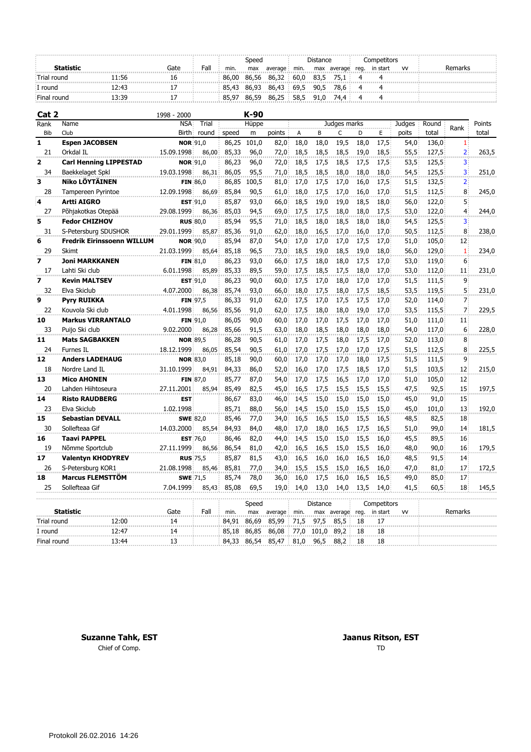| Statistic | | Gate | Fall | Speed min. | Speed max | Speed average | Distance min. | Distance max | Distance average | Competitors reg. | Competitors in start | Competitors vv | Remarks |
|---|---|---|---|---|---|---|---|---|---|---|---|---|---|
| Trial round | 11:56 | 16 | | 86,00 | 86,56 | 86,32 | 60,0 | 83,5 | 75,1 | 4 | 4 | | |
| I round | 12:43 | 17 | | 85,43 | 86,93 | 86,43 | 69,5 | 90,5 | 78,6 | 4 | 4 | | |
| Final round | 13:39 | 17 | | 85,97 | 86,59 | 86,25 | 58,5 | 91,0 | 74,4 | 4 | 4 | | |

## Cat 2 — 1998 - 2000 — K-90

| Rank / Bib | Name / Club | NSA / Birth | Trial round | speed | Hüppe m | points | A | B | C | D | E | Judges poits | Round total | Rank | Points total |
|---|---|---|---|---|---|---|---|---|---|---|---|---|---|---|---|
| 1 | **Espen JACOBSEN** | **NOR** | 91,0 | 86,25 | 101,0 | 82,0 | 18,0 | 18,0 | 19,5 | 18,0 | 17,5 | 54,0 | 136,0 | 1 | |
| 21 | Orkdal IL | 15.09.1998 | 86,00 | 85,33 | 96,0 | 72,0 | 18,5 | 18,5 | 18,5 | 19,0 | 18,5 | 55,5 | 127,5 | 2 | 263,5 |
| 2 | **Carl Henning LIPPESTAD** | **NOR** | 91,0 | 86,23 | 96,0 | 72,0 | 18,5 | 17,5 | 18,5 | 17,5 | 17,5 | 53,5 | 125,5 | 3 | |
| 34 | Baekkelaget Spkl | 19.03.1998 | 86,31 | 86,05 | 95,5 | 71,0 | 18,5 | 18,5 | 18,0 | 18,0 | 18,0 | 54,5 | 125,5 | 3 | 251,0 |
| 3 | **Niko LÖYTÄINEN** | **FIN** | 86,0 | 86,85 | 100,5 | 81,0 | 17,0 | 17,5 | 17,0 | 16,0 | 17,5 | 51,5 | 132,5 | 2 | |
| 28 | Tampereen Pyrintoe | 12.09.1998 | 86,69 | 85,84 | 90,5 | 61,0 | 18,0 | 17,5 | 17,0 | 16,0 | 17,0 | 51,5 | 112,5 | 8 | 245,0 |
| 4 | **Artti AIGRO** | **EST** | 91,0 | 85,87 | 93,0 | 66,0 | 18,5 | 19,0 | 19,0 | 18,5 | 18,0 | 56,0 | 122,0 | 5 | |
| 27 | Põhjakotkas Otepää | 29.08.1999 | 86,36 | 85,03 | 94,5 | 69,0 | 17,5 | 17,5 | 18,0 | 18,0 | 17,5 | 53,0 | 122,0 | 4 | 244,0 |
| 5 | **Fedor CHIZHOV** | **RUS** | 80,0 | 85,94 | 95,5 | 71,0 | 18,5 | 18,0 | 18,5 | 18,0 | 18,0 | 54,5 | 125,5 | 3 | |
| 31 | S-Petersburg SDUSHOR | 29.01.1999 | 85,87 | 85,36 | 91,0 | 62,0 | 18,0 | 16,5 | 17,0 | 16,0 | 17,0 | 50,5 | 112,5 | 8 | 238,0 |
| 6 | **Fredrik Eirinssoenn WILLUM** | **NOR** | 90,0 | 85,94 | 87,0 | 54,0 | 17,0 | 17,0 | 17,0 | 17,5 | 17,0 | 51,0 | 105,0 | 12 | |
| 29 | Skimt | 21.03.1999 | 85,64 | 85,18 | 96,5 | 73,0 | 18,5 | 19,0 | 18,5 | 19,0 | 18,0 | 56,0 | 129,0 | 1 | 234,0 |
| 7 | **Joni MARKKANEN** | **FIN** | 81,0 | 86,23 | 93,0 | 66,0 | 17,5 | 18,0 | 18,0 | 17,5 | 17,0 | 53,0 | 119,0 | 6 | |
| 17 | Lahti Ski club | 6.01.1998 | 85,89 | 85,33 | 89,5 | 59,0 | 17,5 | 18,5 | 17,5 | 18,0 | 17,0 | 53,0 | 112,0 | 11 | 231,0 |
| 7 | **Kevin MALTSEV** | **EST** | 91,0 | 86,23 | 90,0 | 60,0 | 17,5 | 17,0 | 18,0 | 17,0 | 17,0 | 51,5 | 111,5 | 9 | |
| 32 | Elva Skiclub | 4.07.2000 | 86,38 | 85,74 | 93,0 | 66,0 | 18,0 | 17,5 | 18,0 | 17,5 | 18,5 | 53,5 | 119,5 | 5 | 231,0 |
| 9 | **Pyry RUIKKA** | **FIN** | 97,5 | 86,33 | 91,0 | 62,0 | 17,5 | 17,0 | 17,5 | 17,5 | 17,0 | 52,0 | 114,0 | 7 | |
| 22 | Kouvola Ski club | 4.01.1998 | 86,56 | 85,56 | 91,0 | 62,0 | 17,5 | 18,0 | 18,0 | 19,0 | 17,5 | 53,5 | 115,5 | 7 | 229,5 |
| 10 | **Markus VIRRANTALO** | **FIN** | 91,0 | 86,05 | 90,0 | 60,0 | 17,0 | 17,0 | 17,5 | 17,0 | 17,0 | 51,0 | 111,0 | 11 | |
| 33 | Puijo Ski club | 9.02.2000 | 86,28 | 85,66 | 91,5 | 63,0 | 18,0 | 18,5 | 18,0 | 18,0 | 18,0 | 54,0 | 117,0 | 6 | 228,0 |
| 11 | **Mats SAGBAKKEN** | **NOR** | 89,5 | 86,28 | 90,5 | 61,0 | 17,0 | 17,5 | 18,0 | 17,5 | 17,0 | 52,0 | 113,0 | 8 | |
| 24 | Furnes IL | 18.12.1999 | 86,05 | 85,54 | 90,5 | 61,0 | 17,0 | 17,5 | 17,0 | 17,0 | 17,5 | 51,5 | 112,5 | 8 | 225,5 |
| 12 | **Anders LADEHAUG** | **NOR** | 83,0 | 85,18 | 90,0 | 60,0 | 17,0 | 17,0 | 17,0 | 18,0 | 17,5 | 51,5 | 111,5 | 9 | |
| 18 | Nordre Land IL | 31.10.1999 | 84,91 | 84,33 | 86,0 | 52,0 | 16,0 | 17,0 | 17,5 | 18,5 | 17,0 | 51,5 | 103,5 | 12 | 215,0 |
| 13 | **Mico AHONEN** | **FIN** | 87,0 | 85,77 | 87,0 | 54,0 | 17,0 | 17,5 | 16,5 | 17,0 | 17,0 | 51,0 | 105,0 | 12 | |
| 20 | Lahden Hiihtoseura | 27.11.2001 | 85,94 | 85,49 | 82,5 | 45,0 | 16,5 | 17,5 | 15,5 | 15,5 | 15,5 | 47,5 | 92,5 | 15 | 197,5 |
| 14 | **Risto RAUDBERG** | **EST** | | 86,67 | 83,0 | 46,0 | 14,5 | 15,0 | 15,0 | 15,0 | 15,0 | 45,0 | 91,0 | 15 | |
| 23 | Elva Skiclub | 1.02.1998 | | 85,71 | 88,0 | 56,0 | 14,5 | 15,0 | 15,0 | 15,5 | 15,0 | 45,0 | 101,0 | 13 | 192,0 |
| 15 | **Sebastian DEVALL** | **SWE** | 82,0 | 85,46 | 77,0 | 34,0 | 16,5 | 16,5 | 15,0 | 15,5 | 16,5 | 48,5 | 82,5 | 18 | |
| 30 | Sollefteaa Gif | 14.03.2000 | 85,54 | 84,93 | 84,0 | 48,0 | 17,0 | 18,0 | 16,5 | 17,5 | 16,5 | 51,0 | 99,0 | 14 | 181,5 |
| 16 | **Taavi PAPPEL** | **EST** | 76,0 | 86,46 | 82,0 | 44,0 | 14,5 | 15,0 | 15,0 | 15,5 | 16,0 | 45,5 | 89,5 | 16 | |
| 19 | Nõmme Sportclub | 27.11.1999 | 86,56 | 86,54 | 81,0 | 42,0 | 16,5 | 16,5 | 15,0 | 15,5 | 16,0 | 48,0 | 90,0 | 16 | 179,5 |
| 17 | **Valentyn KHODYREV** | **RUS** | 75,5 | 85,87 | 81,5 | 43,0 | 16,5 | 16,0 | 16,0 | 16,5 | 16,0 | 48,5 | 91,5 | 14 | |
| 26 | S-Petersburg KOR1 | 21.08.1998 | 85,46 | 85,81 | 77,0 | 34,0 | 15,5 | 15,5 | 15,0 | 16,5 | 16,0 | 47,0 | 81,0 | 17 | 172,5 |
| 18 | **Marcus FLEMSTTÖM** | **SWE** | 71,5 | 85,74 | 78,0 | 36,0 | 16,0 | 17,5 | 16,0 | 16,5 | 16,5 | 49,0 | 85,0 | 17 | |
| 25 | Sollefteaa Gif | 7.04.1999 | 85,43 | 85,08 | 69,5 | 19,0 | 14,0 | 13,0 | 14,0 | 13,5 | 14,0 | 41,5 | 60,5 | 18 | 145,5 |

| Statistic | | Gate | Fall | Speed min. | Speed max | Speed average | Distance min. | Distance max | Distance average | Competitors reg. | Competitors in start | Competitors vv | Remarks |
|---|---|---|---|---|---|---|---|---|---|---|---|---|---|
| Trial round | 12:00 | 14 | | 84,91 | 86,69 | 85,99 | 71,5 | 97,5 | 85,5 | 18 | 17 | | |
| I round | 12:47 | 14 | | 85,18 | 86,85 | 86,08 | 77,0 | 101,0 | 89,2 | 18 | 18 | | |
| Final round | 13:44 | 13 | | 84,33 | 86,54 | 85,47 | 81,0 | 96,5 | 88,2 | 18 | 18 | | |

**Suzanne Tahk, EST**
Chief of Comp.

**Jaanus Ritson, EST**
TD

Protokoll 26.02.2016 14:26